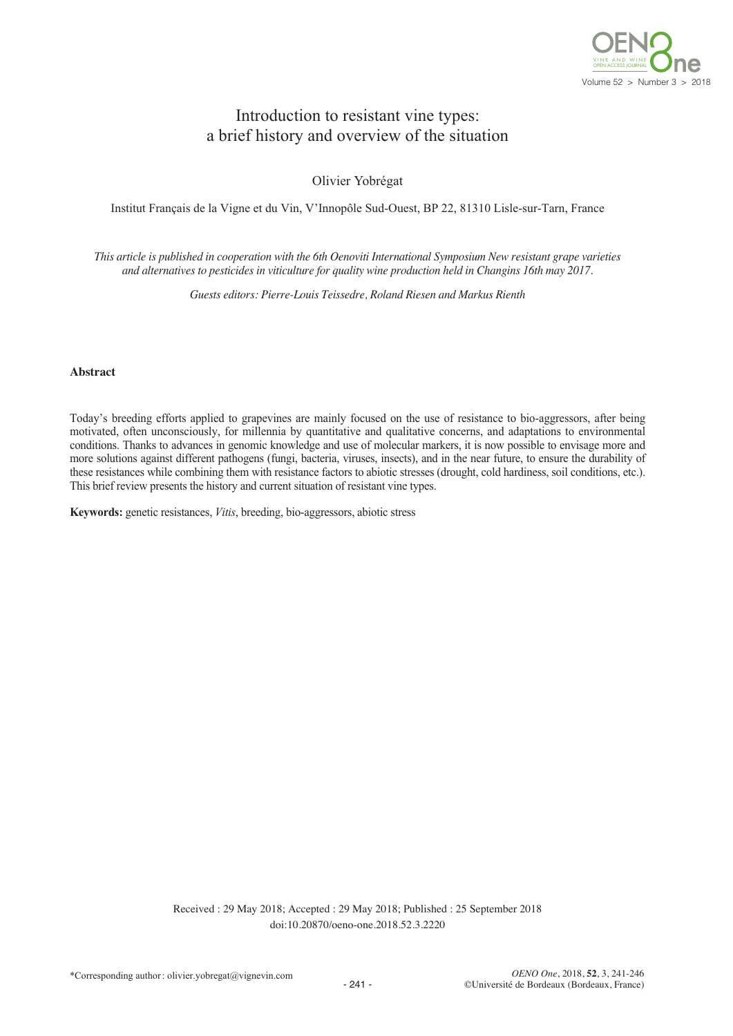# Introduction to resistant vine types: a brief history and overview of the situation

Olivier Yobrégat

Institut Français de la Vigne et du Vin, V'Innopôle Sud-Ouest, BP 22, 81310 Lisle-sur-Tarn, France

*This article is published in cooperation with the 6th Oenoviti International Symposium New resistant grape varieties and alternatives to pesticides in viticulture for quality wine production held in Changins 16th may 2017.*

*Guests editors: Pierre-Louis Teissedre, Roland Riesen and Markus Rienth*

## Abstract

Today's breeding efforts applied to grapevines are mainly focused on the use of resistance to bio-aggressors, after being motivated, often unconsciously, for millennia by quantitative and qualitative concerns, and adaptations to environmental conditions. Thanks to advances in genomic knowledge and use of molecular markers, it is now possible to envisage more and more solutions against different pathogens (fungi, bacteria, viruses, insects), and in the near future, to ensure the durability of these resistances while combining them with resistance factors to abiotic stresses (drought, cold hardiness, soil conditions, etc.). This brief review presents the history and current situation of resistant vine types.

**Keywords:** genetic resistances, *Vitis*, breeding, bio-aggressors, abiotic stress

Received : 29 May 2018; Accepted : 29 May 2018; Published : 25 September 2018
doi:10.20870/oeno-one.2018.52.3.2220

*Corresponding author: olivier.yobregat@vignevin.com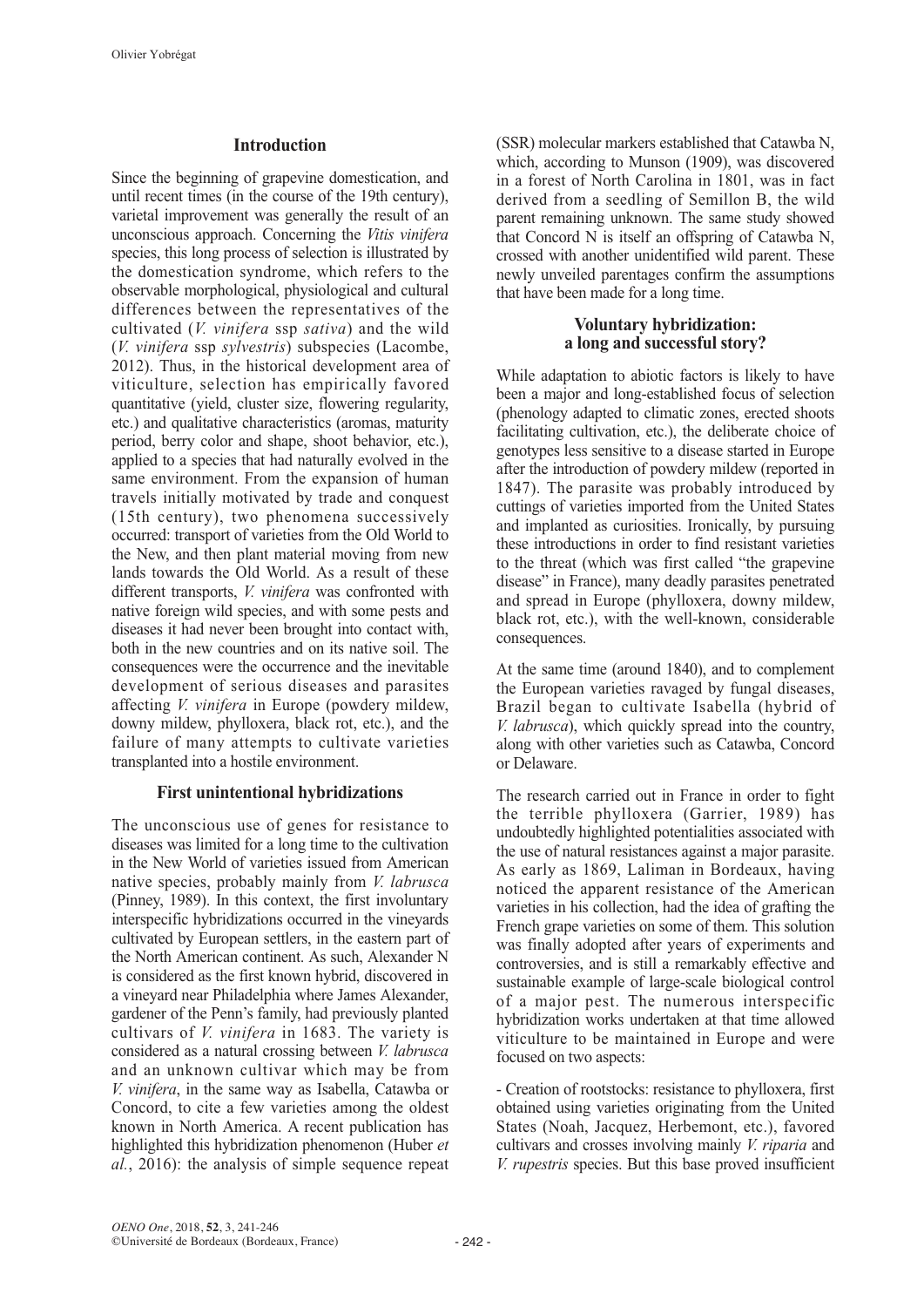## Introduction

Since the beginning of grapevine domestication, and until recent times (in the course of the 19th century), varietal improvement was generally the result of an unconscious approach. Concerning the *Vitis vinifera* species, this long process of selection is illustrated by the domestication syndrome, which refers to the observable morphological, physiological and cultural differences between the representatives of the cultivated (*V. vinifera* ssp *sativa*) and the wild (*V. vinifera* ssp *sylvestris*) subspecies (Lacombe, 2012). Thus, in the historical development area of viticulture, selection has empirically favored quantitative (yield, cluster size, flowering regularity, etc.) and qualitative characteristics (aromas, maturity period, berry color and shape, shoot behavior, etc.), applied to a species that had naturally evolved in the same environment. From the expansion of human travels initially motivated by trade and conquest (15th century), two phenomena successively occurred: transport of varieties from the Old World to the New, and then plant material moving from new lands towards the Old World. As a result of these different transports, *V. vinifera* was confronted with native foreign wild species, and with some pests and diseases it had never been brought into contact with, both in the new countries and on its native soil. The consequences were the occurrence and the inevitable development of serious diseases and parasites affecting *V. vinifera* in Europe (powdery mildew, downy mildew, phylloxera, black rot, etc.), and the failure of many attempts to cultivate varieties transplanted into a hostile environment.

## First unintentional hybridizations

The unconscious use of genes for resistance to diseases was limited for a long time to the cultivation in the New World of varieties issued from American native species, probably mainly from *V. labrusca* (Pinney, 1989). In this context, the first involuntary interspecific hybridizations occurred in the vineyards cultivated by European settlers, in the eastern part of the North American continent. As such, Alexander N is considered as the first known hybrid, discovered in a vineyard near Philadelphia where James Alexander, gardener of the Penn's family, had previously planted cultivars of *V. vinifera* in 1683. The variety is considered as a natural crossing between *V. labrusca* and an unknown cultivar which may be from *V. vinifera*, in the same way as Isabella, Catawba or Concord, to cite a few varieties among the oldest known in North America. A recent publication has highlighted this hybridization phenomenon (Huber *et al.*, 2016): the analysis of simple sequence repeat (SSR) molecular markers established that Catawba N, which, according to Munson (1909), was discovered in a forest of North Carolina in 1801, was in fact derived from a seedling of Semillon B, the wild parent remaining unknown. The same study showed that Concord N is itself an offspring of Catawba N, crossed with another unidentified wild parent. These newly unveiled parentages confirm the assumptions that have been made for a long time.

## Voluntary hybridization: a long and successful story?

While adaptation to abiotic factors is likely to have been a major and long-established focus of selection (phenology adapted to climatic zones, erected shoots facilitating cultivation, etc.), the deliberate choice of genotypes less sensitive to a disease started in Europe after the introduction of powdery mildew (reported in 1847). The parasite was probably introduced by cuttings of varieties imported from the United States and implanted as curiosities. Ironically, by pursuing these introductions in order to find resistant varieties to the threat (which was first called "the grapevine disease" in France), many deadly parasites penetrated and spread in Europe (phylloxera, downy mildew, black rot, etc.), with the well-known, considerable consequences.

At the same time (around 1840), and to complement the European varieties ravaged by fungal diseases, Brazil began to cultivate Isabella (hybrid of *V. labrusca*), which quickly spread into the country, along with other varieties such as Catawba, Concord or Delaware.

The research carried out in France in order to fight the terrible phylloxera (Garrier, 1989) has undoubtedly highlighted potentialities associated with the use of natural resistances against a major parasite. As early as 1869, Laliman in Bordeaux, having noticed the apparent resistance of the American varieties in his collection, had the idea of grafting the French grape varieties on some of them. This solution was finally adopted after years of experiments and controversies, and is still a remarkably effective and sustainable example of large-scale biological control of a major pest. The numerous interspecific hybridization works undertaken at that time allowed viticulture to be maintained in Europe and were focused on two aspects:

- Creation of rootstocks: resistance to phylloxera, first obtained using varieties originating from the United States (Noah, Jacquez, Herbemont, etc.), favored cultivars and crosses involving mainly *V. riparia* and *V. rupestris* species. But this base proved insufficient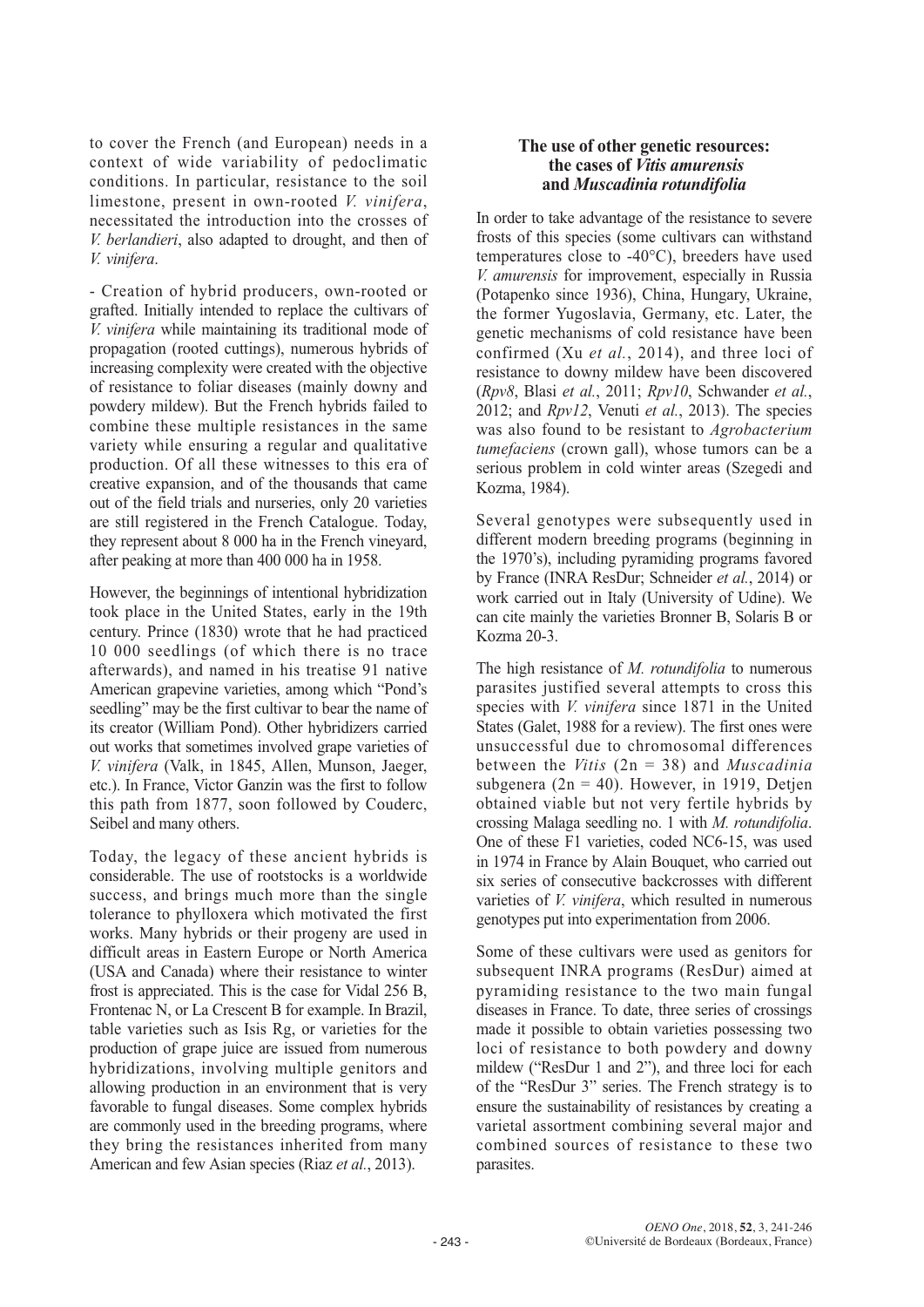to cover the French (and European) needs in a context of wide variability of pedoclimatic conditions. In particular, resistance to the soil limestone, present in own-rooted *V. vinifera*, necessitated the introduction into the crosses of *V. berlandieri*, also adapted to drought, and then of *V. vinifera*.

- Creation of hybrid producers, own-rooted or grafted. Initially intended to replace the cultivars of *V. vinifera* while maintaining its traditional mode of propagation (rooted cuttings), numerous hybrids of increasing complexity were created with the objective of resistance to foliar diseases (mainly downy and powdery mildew). But the French hybrids failed to combine these multiple resistances in the same variety while ensuring a regular and qualitative production. Of all these witnesses to this era of creative expansion, and of the thousands that came out of the field trials and nurseries, only 20 varieties are still registered in the French Catalogue. Today, they represent about 8 000 ha in the French vineyard, after peaking at more than 400 000 ha in 1958.

However, the beginnings of intentional hybridization took place in the United States, early in the 19th century. Prince (1830) wrote that he had practiced 10 000 seedlings (of which there is no trace afterwards), and named in his treatise 91 native American grapevine varieties, among which "Pond's seedling" may be the first cultivar to bear the name of its creator (William Pond). Other hybridizers carried out works that sometimes involved grape varieties of *V. vinifera* (Valk, in 1845, Allen, Munson, Jaeger, etc.). In France, Victor Ganzin was the first to follow this path from 1877, soon followed by Couderc, Seibel and many others.

Today, the legacy of these ancient hybrids is considerable. The use of rootstocks is a worldwide success, and brings much more than the single tolerance to phylloxera which motivated the first works. Many hybrids or their progeny are used in difficult areas in Eastern Europe or North America (USA and Canada) where their resistance to winter frost is appreciated. This is the case for Vidal 256 B, Frontenac N, or La Crescent B for example. In Brazil, table varieties such as Isis Rg, or varieties for the production of grape juice are issued from numerous hybridizations, involving multiple genitors and allowing production in an environment that is very favorable to fungal diseases. Some complex hybrids are commonly used in the breeding programs, where they bring the resistances inherited from many American and few Asian species (Riaz *et al.*, 2013).

## The use of other genetic resources: the cases of *Vitis amurensis* and *Muscadinia rotundifolia*

In order to take advantage of the resistance to severe frosts of this species (some cultivars can withstand temperatures close to -40°C), breeders have used *V. amurensis* for improvement, especially in Russia (Potapenko since 1936), China, Hungary, Ukraine, the former Yugoslavia, Germany, etc. Later, the genetic mechanisms of cold resistance have been confirmed (Xu *et al.*, 2014), and three loci of resistance to downy mildew have been discovered (*Rpv8*, Blasi *et al.*, 2011; *Rpv10*, Schwander *et al.*, 2012; and *Rpv12*, Venuti *et al.*, 2013). The species was also found to be resistant to *Agrobacterium tumefaciens* (crown gall), whose tumors can be a serious problem in cold winter areas (Szegedi and Kozma, 1984).

Several genotypes were subsequently used in different modern breeding programs (beginning in the 1970's), including pyramiding programs favored by France (INRA ResDur; Schneider *et al.*, 2014) or work carried out in Italy (University of Udine). We can cite mainly the varieties Bronner B, Solaris B or Kozma 20-3.

The high resistance of *M. rotundifolia* to numerous parasites justified several attempts to cross this species with *V. vinifera* since 1871 in the United States (Galet, 1988 for a review). The first ones were unsuccessful due to chromosomal differences between the *Vitis* ($2n = 38$) and *Muscadinia* subgenera ($2n = 40$). However, in 1919, Detjen obtained viable but not very fertile hybrids by crossing Malaga seedling no. 1 with *M. rotundifolia*. One of these F1 varieties, coded NC6-15, was used in 1974 in France by Alain Bouquet, who carried out six series of consecutive backcrosses with different varieties of *V. vinifera*, which resulted in numerous genotypes put into experimentation from 2006.

Some of these cultivars were used as genitors for subsequent INRA programs (ResDur) aimed at pyramiding resistance to the two main fungal diseases in France. To date, three series of crossings made it possible to obtain varieties possessing two loci of resistance to both powdery and downy mildew ("ResDur 1 and 2"), and three loci for each of the "ResDur 3" series. The French strategy is to ensure the sustainability of resistances by creating a varietal assortment combining several major and combined sources of resistance to these two parasites.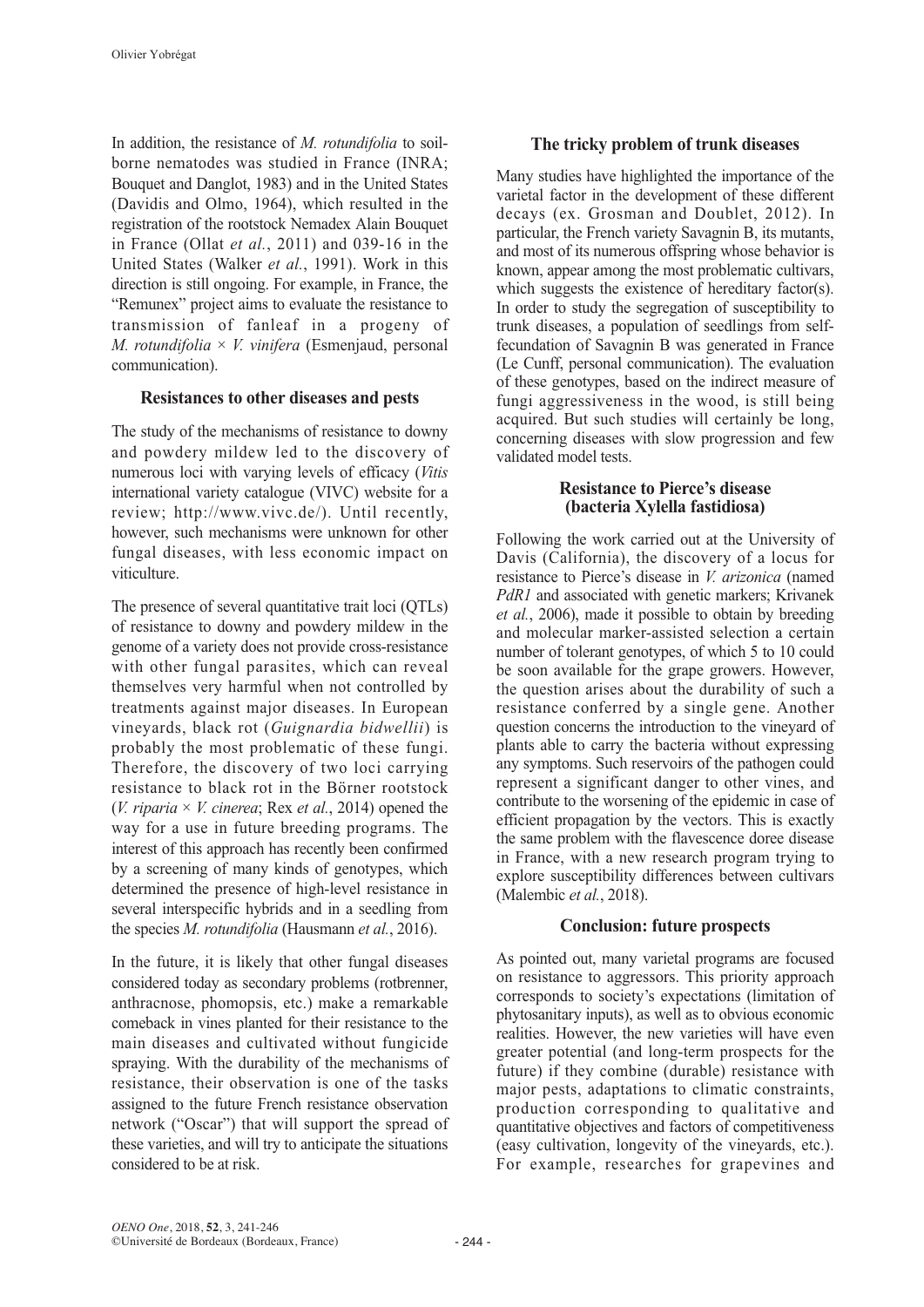In addition, the resistance of *M. rotundifolia* to soil-borne nematodes was studied in France (INRA; Bouquet and Danglot, 1983) and in the United States (Davidis and Olmo, 1964), which resulted in the registration of the rootstock Nemadex Alain Bouquet in France (Ollat *et al.*, 2011) and 039-16 in the United States (Walker *et al.*, 1991). Work in this direction is still ongoing. For example, in France, the "Remunex" project aims to evaluate the resistance to transmission of fanleaf in a progeny of *M. rotundifolia* × *V. vinifera* (Esmenjaud, personal communication).

### Resistances to other diseases and pests

The study of the mechanisms of resistance to downy and powdery mildew led to the discovery of numerous loci with varying levels of efficacy (*Vitis* international variety catalogue (VIVC) website for a review; http://www.vivc.de/). Until recently, however, such mechanisms were unknown for other fungal diseases, with less economic impact on viticulture.

The presence of several quantitative trait loci (QTLs) of resistance to downy and powdery mildew in the genome of a variety does not provide cross-resistance with other fungal parasites, which can reveal themselves very harmful when not controlled by treatments against major diseases. In European vineyards, black rot (*Guignardia bidwellii*) is probably the most problematic of these fungi. Therefore, the discovery of two loci carrying resistance to black rot in the Börner rootstock (*V. riparia* × *V. cinerea*; Rex *et al.*, 2014) opened the way for a use in future breeding programs. The interest of this approach has recently been confirmed by a screening of many kinds of genotypes, which determined the presence of high-level resistance in several interspecific hybrids and in a seedling from the species *M. rotundifolia* (Hausmann *et al.*, 2016).

In the future, it is likely that other fungal diseases considered today as secondary problems (rotbrenner, anthracnose, phomopsis, etc.) make a remarkable comeback in vines planted for their resistance to the main diseases and cultivated without fungicide spraying. With the durability of the mechanisms of resistance, their observation is one of the tasks assigned to the future French resistance observation network ("Oscar") that will support the spread of these varieties, and will try to anticipate the situations considered to be at risk.

### The tricky problem of trunk diseases

Many studies have highlighted the importance of the varietal factor in the development of these different decays (ex. Grosman and Doublet, 2012). In particular, the French variety Savagnin B, its mutants, and most of its numerous offspring whose behavior is known, appear among the most problematic cultivars, which suggests the existence of hereditary factor(s). In order to study the segregation of susceptibility to trunk diseases, a population of seedlings from self-fecundation of Savagnin B was generated in France (Le Cunff, personal communication). The evaluation of these genotypes, based on the indirect measure of fungi aggressiveness in the wood, is still being acquired. But such studies will certainly be long, concerning diseases with slow progression and few validated model tests.

### Resistance to Pierce's disease (bacteria Xylella fastidiosa)

Following the work carried out at the University of Davis (California), the discovery of a locus for resistance to Pierce's disease in *V. arizonica* (named *PdR1* and associated with genetic markers; Krivanek *et al.*, 2006), made it possible to obtain by breeding and molecular marker-assisted selection a certain number of tolerant genotypes, of which 5 to 10 could be soon available for the grape growers. However, the question arises about the durability of such a resistance conferred by a single gene. Another question concerns the introduction to the vineyard of plants able to carry the bacteria without expressing any symptoms. Such reservoirs of the pathogen could represent a significant danger to other vines, and contribute to the worsening of the epidemic in case of efficient propagation by the vectors. This is exactly the same problem with the flavescence doree disease in France, with a new research program trying to explore susceptibility differences between cultivars (Malembic *et al.*, 2018).

### Conclusion: future prospects

As pointed out, many varietal programs are focused on resistance to aggressors. This priority approach corresponds to society's expectations (limitation of phytosanitary inputs), as well as to obvious economic realities. However, the new varieties will have even greater potential (and long-term prospects for the future) if they combine (durable) resistance with major pests, adaptations to climatic constraints, production corresponding to qualitative and quantitative objectives and factors of competitiveness (easy cultivation, longevity of the vineyards, etc.). For example, researches for grapevines and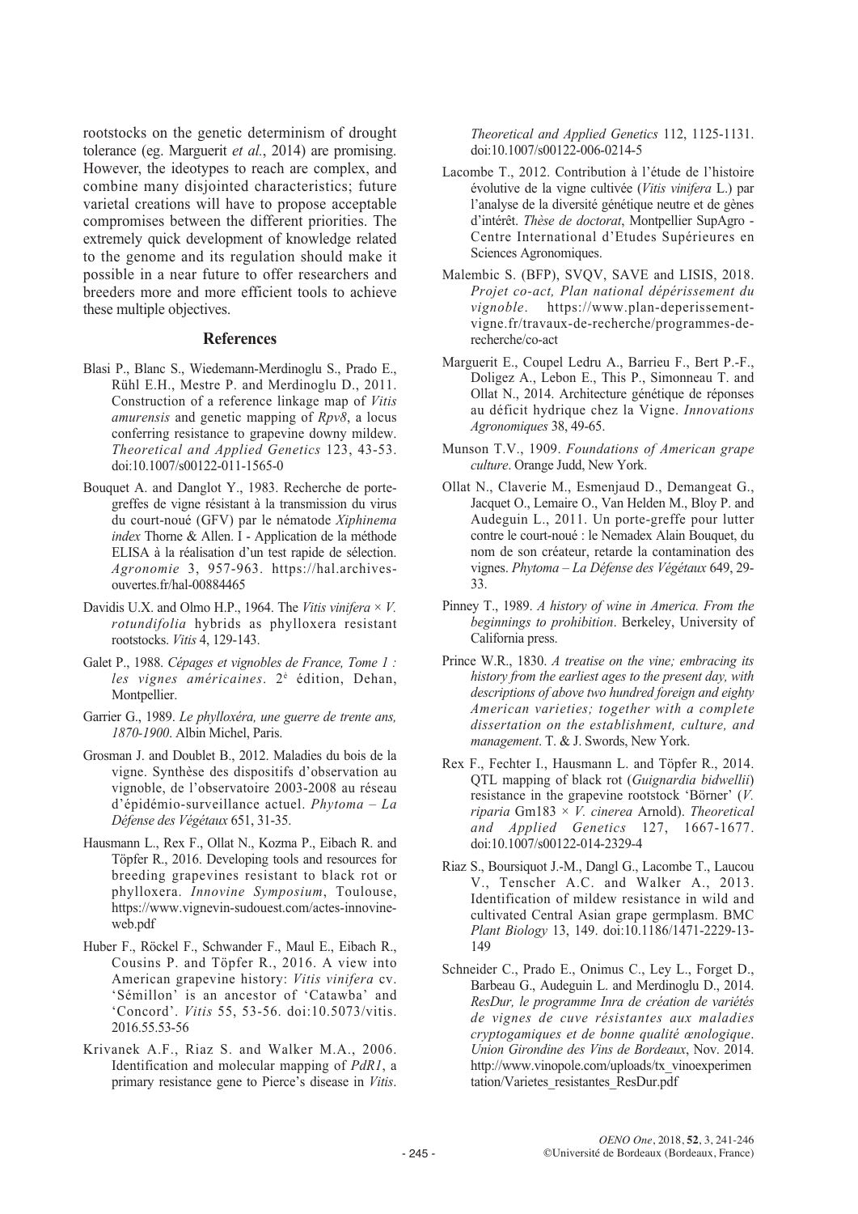rootstocks on the genetic determinism of drought tolerance (eg. Marguerit *et al.*, 2014) are promising. However, the ideotypes to reach are complex, and combine many disjointed characteristics; future varietal creations will have to propose acceptable compromises between the different priorities. The extremely quick development of knowledge related to the genome and its regulation should make it possible in a near future to offer researchers and breeders more and more efficient tools to achieve these multiple objectives.

## References

Blasi P., Blanc S., Wiedemann-Merdinoglu S., Prado E., Rühl E.H., Mestre P. and Merdinoglu D., 2011. Construction of a reference linkage map of *Vitis amurensis* and genetic mapping of *Rpv8*, a locus conferring resistance to grapevine downy mildew. *Theoretical and Applied Genetics* 123, 43-53. doi:10.1007/s00122-011-1565-0

Bouquet A. and Danglot Y., 1983. Recherche de porte-greffes de vigne résistant à la transmission du virus du court-noué (GFV) par le nématode *Xiphinema index* Thorne & Allen. I - Application de la méthode ELISA à la réalisation d'un test rapide de sélection. *Agronomie* 3, 957-963. https://hal.archives-ouvertes.fr/hal-00884465

Davidis U.X. and Olmo H.P., 1964. The *Vitis vinifera* × *V. rotundifolia* hybrids as phylloxera resistant rootstocks. *Vitis* 4, 129-143.

Galet P., 1988. *Cépages et vignobles de France, Tome 1 : les vignes américaines*. 2é édition, Dehan, Montpellier.

Garrier G., 1989. *Le phylloxéra, une guerre de trente ans, 1870-1900*. Albin Michel, Paris.

Grosman J. and Doublet B., 2012. Maladies du bois de la vigne. Synthèse des dispositifs d'observation au vignoble, de l'observatoire 2003-2008 au réseau d'épidémio-surveillance actuel. *Phytoma – La Défense des Végétaux* 651, 31-35.

Hausmann L., Rex F., Ollat N., Kozma P., Eibach R. and Töpfer R., 2016. Developing tools and resources for breeding grapevines resistant to black rot or phylloxera. *Innovine Symposium*, Toulouse, https://www.vignevin-sudouest.com/actes-innovine-web.pdf

Huber F., Röckel F., Schwander F., Maul E., Eibach R., Cousins P. and Töpfer R., 2016. A view into American grapevine history: *Vitis vinifera* cv. 'Sémillon' is an ancestor of 'Catawba' and 'Concord'. *Vitis* 55, 53-56. doi:10.5073/vitis.2016.55.53-56

Krivanek A.F., Riaz S. and Walker M.A., 2006. Identification and molecular mapping of *PdR1*, a primary resistance gene to Pierce's disease in *Vitis*. *Theoretical and Applied Genetics* 112, 1125-1131. doi:10.1007/s00122-006-0214-5

Lacombe T., 2012. Contribution à l'étude de l'histoire évolutive de la vigne cultivée (*Vitis vinifera* L.) par l'analyse de la diversité génétique neutre et de gènes d'intérêt. *Thèse de doctorat*, Montpellier SupAgro - Centre International d'Etudes Supérieures en Sciences Agronomiques.

Malembic S. (BFP), SVQV, SAVE and LISIS, 2018. *Projet co-act, Plan national dépérissement du vignoble*. https://www.plan-deperissement-vigne.fr/travaux-de-recherche/programmes-de-recherche/co-act

Marguerit E., Coupel Ledru A., Barrieu F., Bert P.-F., Doligez A., Lebon E., This P., Simonneau T. and Ollat N., 2014. Architecture génétique de réponses au déficit hydrique chez la Vigne. *Innovations Agronomiques* 38, 49-65.

Munson T.V., 1909. *Foundations of American grape culture*. Orange Judd, New York.

Ollat N., Claverie M., Esmenjaud D., Demangeat G., Jacquet O., Lemaire O., Van Helden M., Bloy P. and Audeguin L., 2011. Un porte-greffe pour lutter contre le court-noué : le Nemadex Alain Bouquet, du nom de son créateur, retarde la contamination des vignes. *Phytoma – La Défense des Végétaux* 649, 29-33.

Pinney T., 1989. *A history of wine in America. From the beginnings to prohibition*. Berkeley, University of California press.

Prince W.R., 1830. *A treatise on the vine; embracing its history from the earliest ages to the present day, with descriptions of above two hundred foreign and eighty American varieties; together with a complete dissertation on the establishment, culture, and management*. T. & J. Swords, New York.

Rex F., Fechter I., Hausmann L. and Töpfer R., 2014. QTL mapping of black rot (*Guignardia bidwellii*) resistance in the grapevine rootstock 'Börner' (*V. riparia* Gm183 × *V. cinerea* Arnold). *Theoretical and Applied Genetics* 127, 1667-1677. doi:10.1007/s00122-014-2329-4

Riaz S., Boursiquot J.-M., Dangl G., Lacombe T., Laucou V., Tenscher A.C. and Walker A., 2013. Identification of mildew resistance in wild and cultivated Central Asian grape germplasm. BMC *Plant Biology* 13, 149. doi:10.1186/1471-2229-13-149

Schneider C., Prado E., Onimus C., Ley L., Forget D., Barbeau G., Audeguin L. and Merdinoglu D., 2014. *ResDur, le programme Inra de création de variétés de vignes de cuve résistantes aux maladies cryptogamiques et de bonne qualité œnologique*. *Union Girondine des Vins de Bordeaux*, Nov. 2014. http://www.vinopole.com/uploads/tx_vinoexperimentation/Varietes_resistantes_ResDur.pdf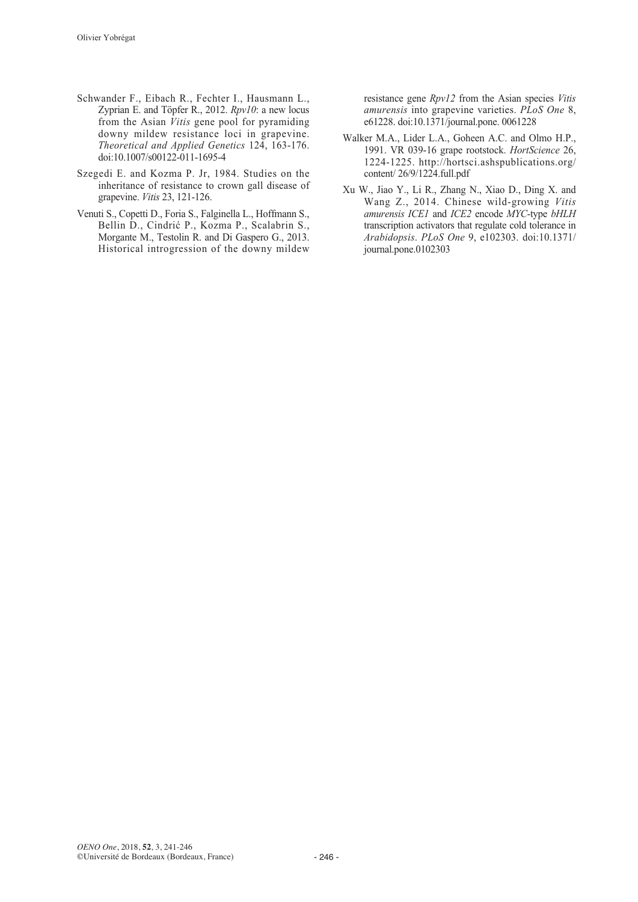Schwander F., Eibach R., Fechter I., Hausmann L., Zyprian E. and Töpfer R., 2012. *Rpv10*: a new locus from the Asian *Vitis* gene pool for pyramiding downy mildew resistance loci in grapevine. *Theoretical and Applied Genetics* 124, 163-176. doi:10.1007/s00122-011-1695-4

Szegedi E. and Kozma P. Jr, 1984. Studies on the inheritance of resistance to crown gall disease of grapevine. *Vitis* 23, 121-126.

Venuti S., Copetti D., Foria S., Falginella L., Hoffmann S., Bellin D., Cindrić P., Kozma P., Scalabrin S., Morgante M., Testolin R. and Di Gaspero G., 2013. Historical introgression of the downy mildew resistance gene *Rpv12* from the Asian species *Vitis amurensis* into grapevine varieties. *PLoS One* 8, e61228. doi:10.1371/journal.pone. 0061228

Walker M.A., Lider L.A., Goheen A.C. and Olmo H.P., 1991. VR 039-16 grape rootstock. *HortScience* 26, 1224-1225. http://hortsci.ashspublications.org/content/ 26/9/1224.full.pdf

Xu W., Jiao Y., Li R., Zhang N., Xiao D., Ding X. and Wang Z., 2014. Chinese wild-growing *Vitis amurensis ICE1* and *ICE2* encode *MYC*-type *bHLH* transcription activators that regulate cold tolerance in *Arabidopsis*. *PLoS One* 9, e102303. doi:10.1371/journal.pone.0102303